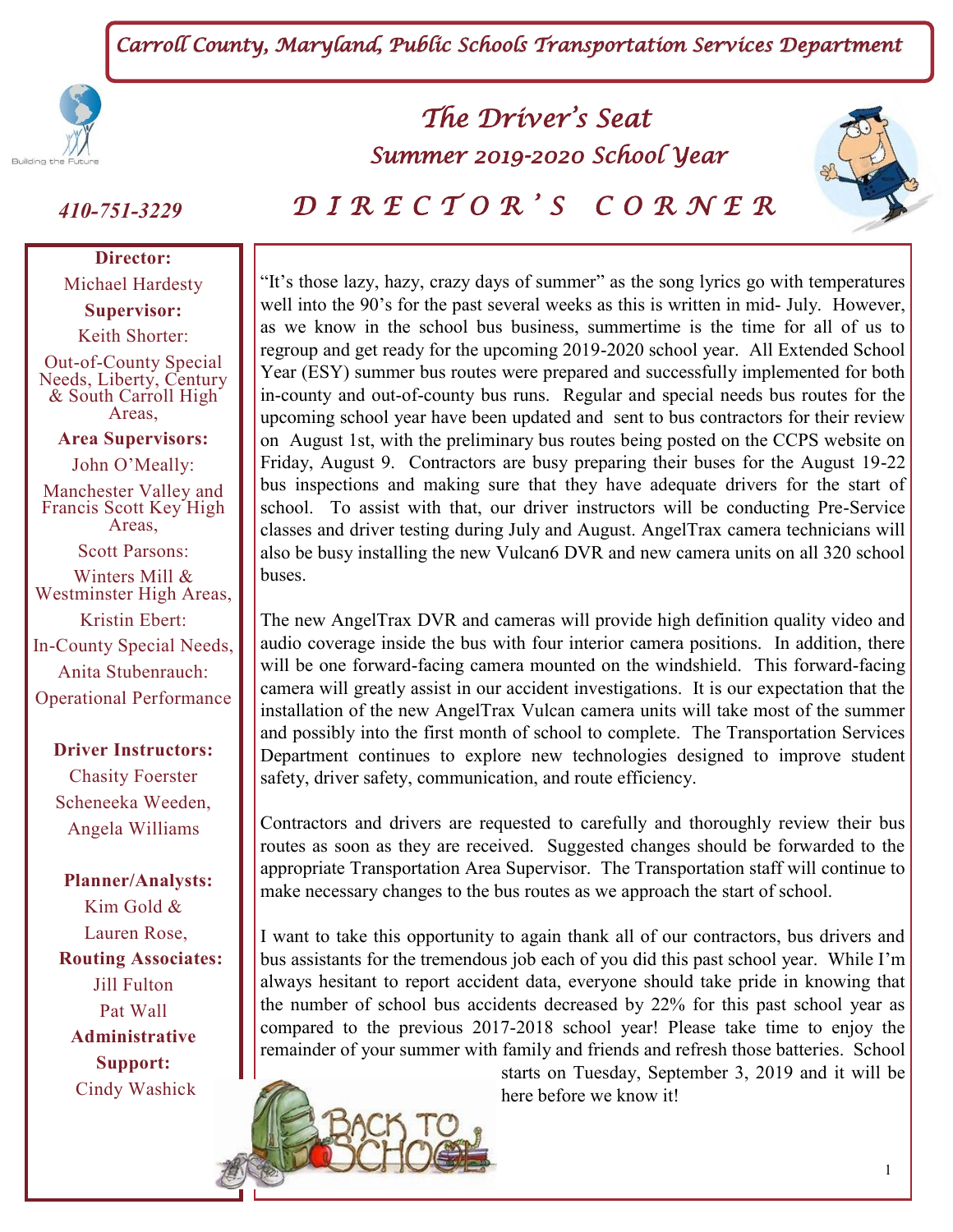*Carroll County, Maryland, Public Schools Transportation Services Department*

# *The Driver's Seat*

## *Summer 2019-2020 School Year*

*410-751-3229*

## *DIRECTOR'S CORNER*

**Director:**
Michael Hardesty

**Supervisor:**
Keith Shorter:
Out-of-County Special Needs, Liberty, Century & South Carroll High Areas,

**Area Supervisors:**
John O'Meally:
Manchester Valley and Francis Scott Key High Areas,
Scott Parsons:
Winters Mill & Westminster High Areas,
Kristin Ebert:
In-County Special Needs,
Anita Stubenrauch:
Operational Performance

**Driver Instructors:**
Chasity Foerster
Scheneeka Weeden,
Angela Williams

**Planner/Analysts:**
Kim Gold &
Lauren Rose,

**Routing Associates:**
Jill Fulton
Pat Wall

**Administrative Support:**
Cindy Washick

"It's those lazy, hazy, crazy days of summer" as the song lyrics go with temperatures well into the 90's for the past several weeks as this is written in mid- July. However, as we know in the school bus business, summertime is the time for all of us to regroup and get ready for the upcoming 2019-2020 school year. All Extended School Year (ESY) summer bus routes were prepared and successfully implemented for both in-county and out-of-county bus runs. Regular and special needs bus routes for the upcoming school year have been updated and sent to bus contractors for their review on August 1st, with the preliminary bus routes being posted on the CCPS website on Friday, August 9. Contractors are busy preparing their buses for the August 19-22 bus inspections and making sure that they have adequate drivers for the start of school. To assist with that, our driver instructors will be conducting Pre-Service classes and driver testing during July and August. AngelTrax camera technicians will also be busy installing the new Vulcan6 DVR and new camera units on all 320 school buses.

The new AngelTrax DVR and cameras will provide high definition quality video and audio coverage inside the bus with four interior camera positions. In addition, there will be one forward-facing camera mounted on the windshield. This forward-facing camera will greatly assist in our accident investigations. It is our expectation that the installation of the new AngelTrax Vulcan camera units will take most of the summer and possibly into the first month of school to complete. The Transportation Services Department continues to explore new technologies designed to improve student safety, driver safety, communication, and route efficiency.

Contractors and drivers are requested to carefully and thoroughly review their bus routes as soon as they are received. Suggested changes should be forwarded to the appropriate Transportation Area Supervisor. The Transportation staff will continue to make necessary changes to the bus routes as we approach the start of school.

I want to take this opportunity to again thank all of our contractors, bus drivers and bus assistants for the tremendous job each of you did this past school year. While I'm always hesitant to report accident data, everyone should take pride in knowing that the number of school bus accidents decreased by 22% for this past school year as compared to the previous 2017-2018 school year! Please take time to enjoy the remainder of your summer with family and friends and refresh those batteries. School starts on Tuesday, September 3, 2019 and it will be here before we know it!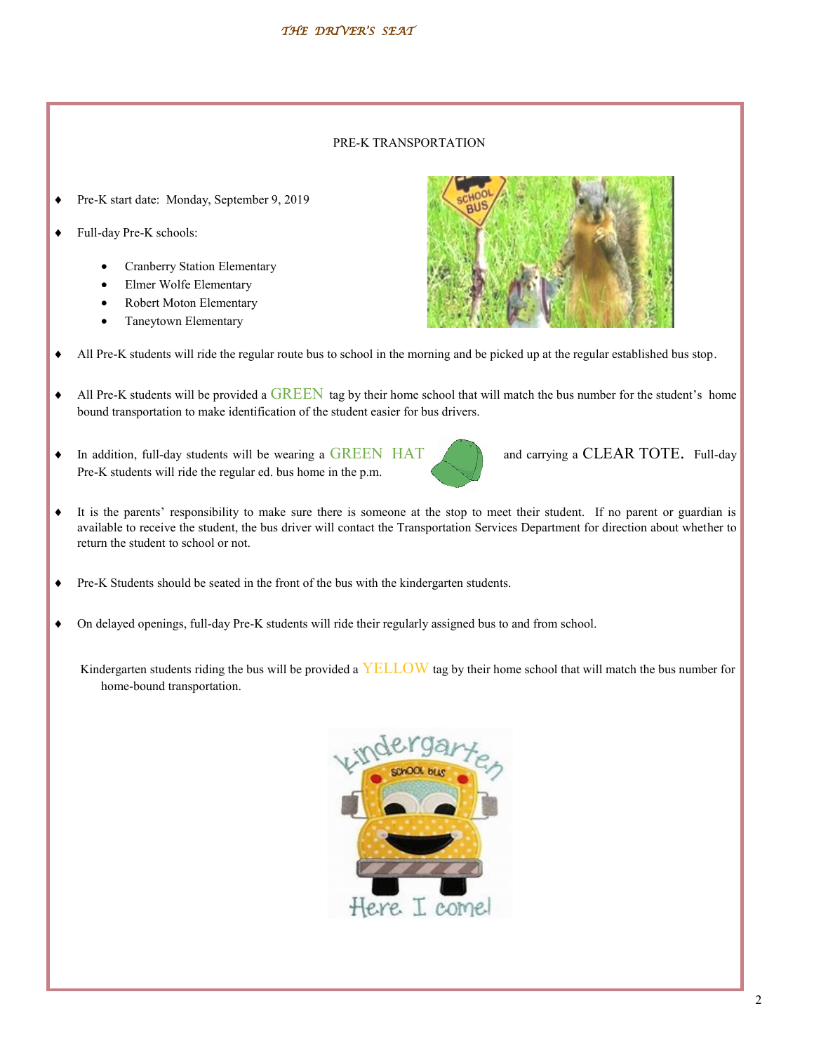## PRE-K TRANSPORTATION

- Pre-K start date: Monday, September 9, 2019
- Full-day Pre-K schools:
  - Cranberry Station Elementary
  - Elmer Wolfe Elementary
  - Robert Moton Elementary
  - Taneytown Elementary
- All Pre-K students will ride the regular route bus to school in the morning and be picked up at the regular established bus stop.
- All Pre-K students will be provided a GREEN tag by their home school that will match the bus number for the student's home bound transportation to make identification of the student easier for bus drivers.
- In addition, full-day students will be wearing a GREEN HAT and carrying a CLEAR TOTE. Full-day Pre-K students will ride the regular ed. bus home in the p.m.
- It is the parents' responsibility to make sure there is someone at the stop to meet their student. If no parent or guardian is available to receive the student, the bus driver will contact the Transportation Services Department for direction about whether to return the student to school or not.
- Pre-K Students should be seated in the front of the bus with the kindergarten students.
- On delayed openings, full-day Pre-K students will ride their regularly assigned bus to and from school.

Kindergarten students riding the bus will be provided a YELLOW tag by their home school that will match the bus number for home-bound transportation.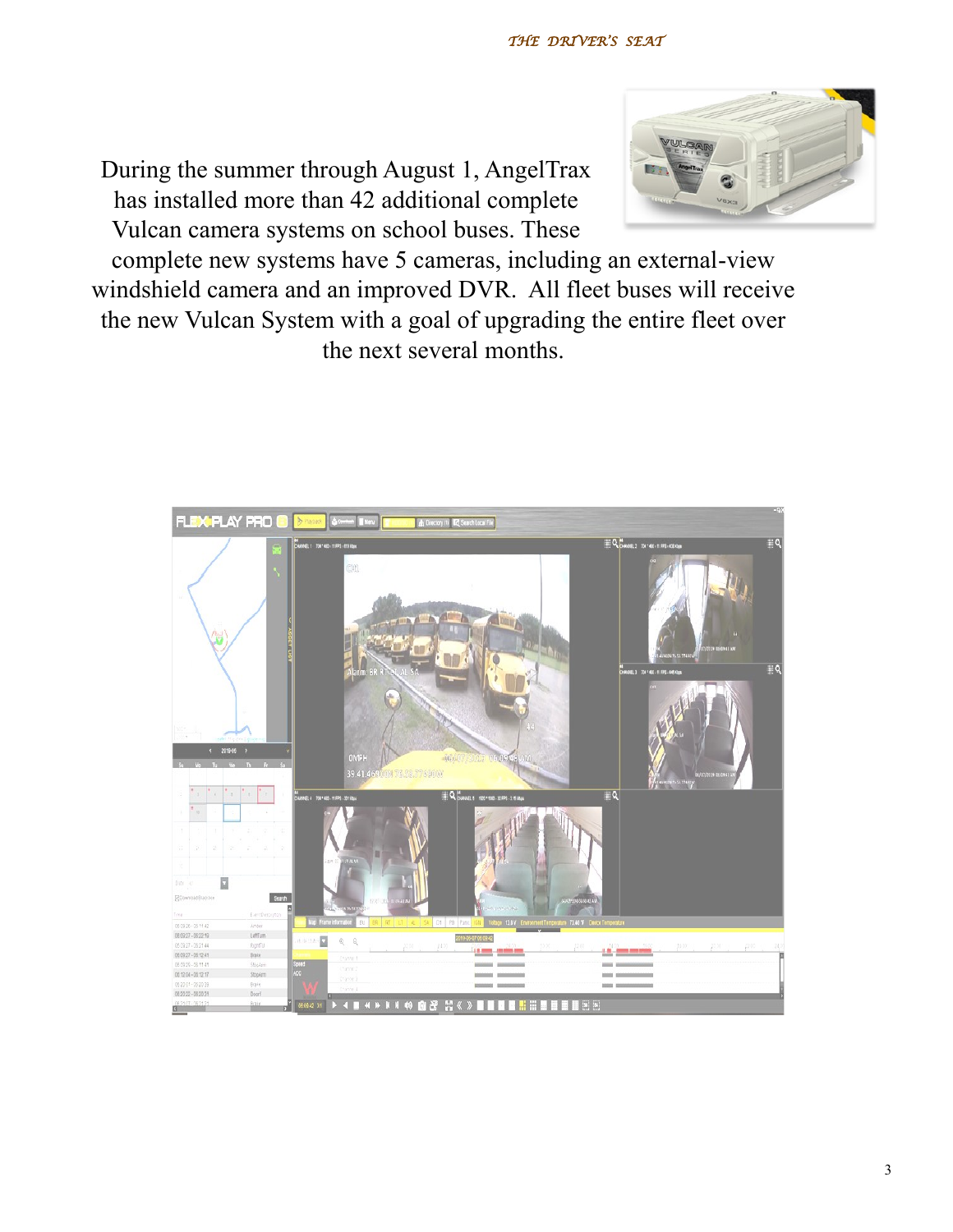During the summer through August 1, AngelTrax has installed more than 42 additional complete Vulcan camera systems on school buses. These complete new systems have 5 cameras, including an external-view windshield camera and an improved DVR. All fleet buses will receive the new Vulcan System with a goal of upgrading the entire fleet over the next several months.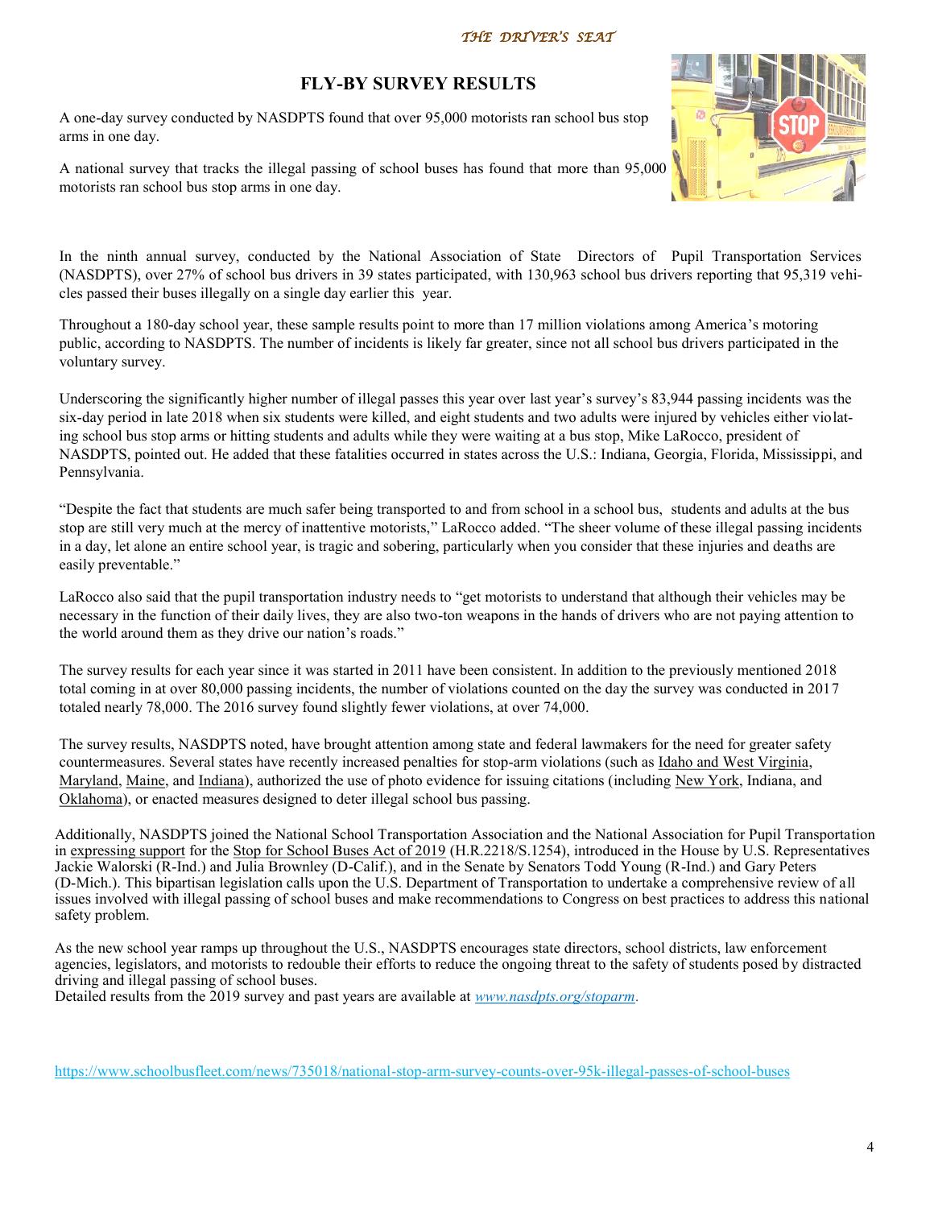# FLY-BY SURVEY RESULTS

A one-day survey conducted by NASDPTS found that over 95,000 motorists ran school bus stop arms in one day.

A national survey that tracks the illegal passing of school buses has found that more than 95,000 motorists ran school bus stop arms in one day.

In the ninth annual survey, conducted by the National Association of State Directors of Pupil Transportation Services (NASDPTS), over 27% of school bus drivers in 39 states participated, with 130,963 school bus drivers reporting that 95,319 vehicles passed their buses illegally on a single day earlier this year.

Throughout a 180-day school year, these sample results point to more than 17 million violations among America's motoring public, according to NASDPTS. The number of incidents is likely far greater, since not all school bus drivers participated in the voluntary survey.

Underscoring the significantly higher number of illegal passes this year over last year's survey's 83,944 passing incidents was the six-day period in late 2018 when six students were killed, and eight students and two adults were injured by vehicles either violating school bus stop arms or hitting students and adults while they were waiting at a bus stop, Mike LaRocco, president of NASDPTS, pointed out. He added that these fatalities occurred in states across the U.S.: Indiana, Georgia, Florida, Mississippi, and Pennsylvania.

"Despite the fact that students are much safer being transported to and from school in a school bus, students and adults at the bus stop are still very much at the mercy of inattentive motorists," LaRocco added. "The sheer volume of these illegal passing incidents in a day, let alone an entire school year, is tragic and sobering, particularly when you consider that these injuries and deaths are easily preventable."

LaRocco also said that the pupil transportation industry needs to "get motorists to understand that although their vehicles may be necessary in the function of their daily lives, they are also two-ton weapons in the hands of drivers who are not paying attention to the world around them as they drive our nation's roads."

The survey results for each year since it was started in 2011 have been consistent. In addition to the previously mentioned 2018 total coming in at over 80,000 passing incidents, the number of violations counted on the day the survey was conducted in 2017 totaled nearly 78,000. The 2016 survey found slightly fewer violations, at over 74,000.

The survey results, NASDPTS noted, have brought attention among state and federal lawmakers for the need for greater safety countermeasures. Several states have recently increased penalties for stop-arm violations (such as Idaho and West Virginia, Maryland, Maine, and Indiana), authorized the use of photo evidence for issuing citations (including New York, Indiana, and Oklahoma), or enacted measures designed to deter illegal school bus passing.

Additionally, NASDPTS joined the National School Transportation Association and the National Association for Pupil Transportation in expressing support for the Stop for School Buses Act of 2019 (H.R.2218/S.1254), introduced in the House by U.S. Representatives Jackie Walorski (R-Ind.) and Julia Brownley (D-Calif.), and in the Senate by Senators Todd Young (R-Ind.) and Gary Peters (D-Mich.). This bipartisan legislation calls upon the U.S. Department of Transportation to undertake a comprehensive review of all issues involved with illegal passing of school buses and make recommendations to Congress on best practices to address this national safety problem.

As the new school year ramps up throughout the U.S., NASDPTS encourages state directors, school districts, law enforcement agencies, legislators, and motorists to redouble their efforts to reduce the ongoing threat to the safety of students posed by distracted driving and illegal passing of school buses.
Detailed results from the 2019 survey and past years are available at *www.nasdpts.org/stoparm*.

https://www.schoolbusfleet.com/news/735018/national-stop-arm-survey-counts-over-95k-illegal-passes-of-school-buses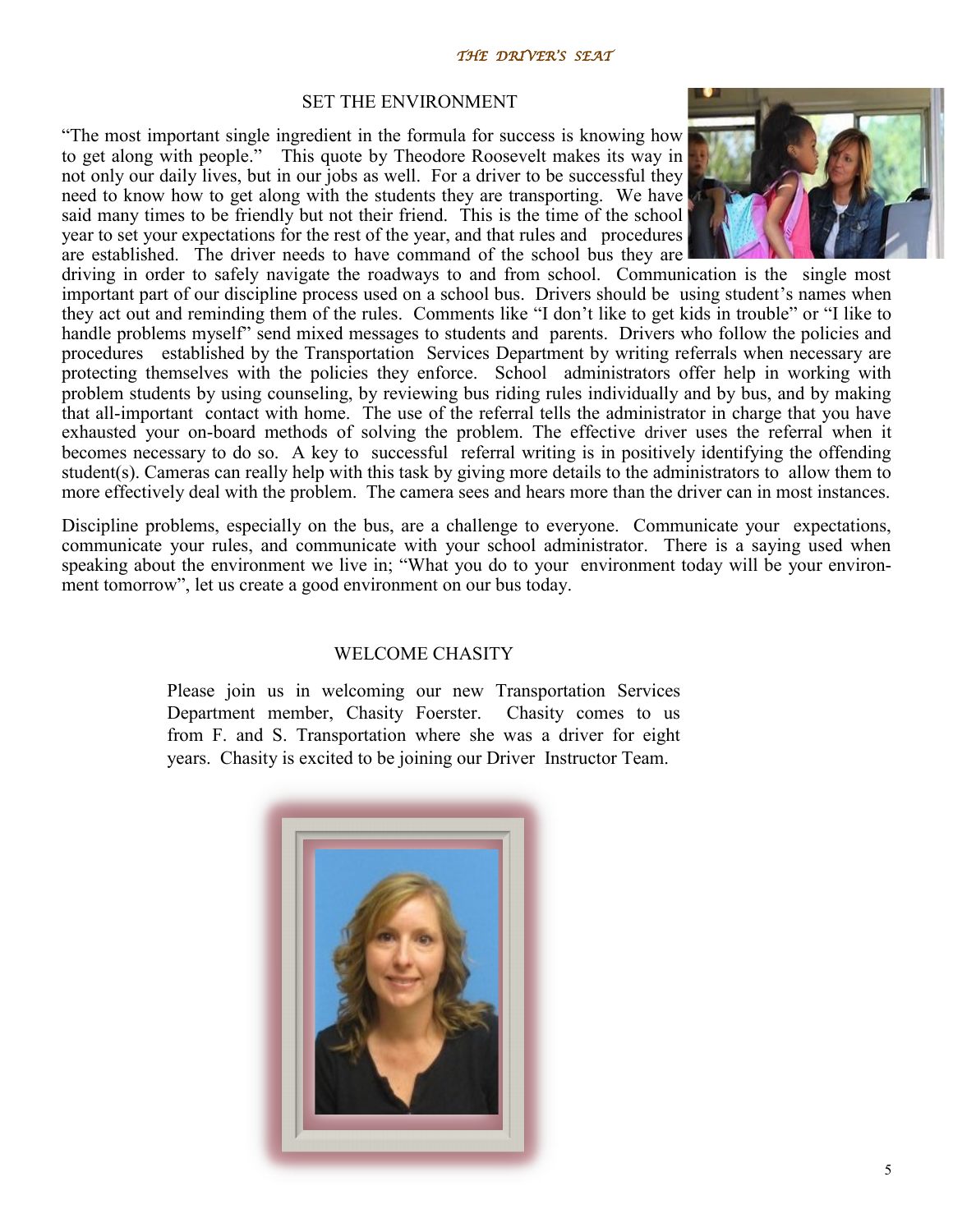## SET THE ENVIRONMENT

"The most important single ingredient in the formula for success is knowing how to get along with people." This quote by Theodore Roosevelt makes its way in not only our daily lives, but in our jobs as well. For a driver to be successful they need to know how to get along with the students they are transporting. We have said many times to be friendly but not their friend. This is the time of the school year to set your expectations for the rest of the year, and that rules and procedures are established. The driver needs to have command of the school bus they are driving in order to safely navigate the roadways to and from school. Communication is the single most important part of our discipline process used on a school bus. Drivers should be using student's names when they act out and reminding them of the rules. Comments like "I don't like to get kids in trouble" or "I like to handle problems myself" send mixed messages to students and parents. Drivers who follow the policies and procedures established by the Transportation Services Department by writing referrals when necessary are protecting themselves with the policies they enforce. School administrators offer help in working with problem students by using counseling, by reviewing bus riding rules individually and by bus, and by making that all-important contact with home. The use of the referral tells the administrator in charge that you have exhausted your on-board methods of solving the problem. The effective driver uses the referral when it becomes necessary to do so. A key to successful referral writing is in positively identifying the offending student(s). Cameras can really help with this task by giving more details to the administrators to allow them to more effectively deal with the problem. The camera sees and hears more than the driver can in most instances.

Discipline problems, especially on the bus, are a challenge to everyone. Communicate your expectations, communicate your rules, and communicate with your school administrator. There is a saying used when speaking about the environment we live in; "What you do to your environment today will be your environment tomorrow", let us create a good environment on our bus today.

## WELCOME CHASITY

Please join us in welcoming our new Transportation Services Department member, Chasity Foerster. Chasity comes to us from F. and S. Transportation where she was a driver for eight years. Chasity is excited to be joining our Driver Instructor Team.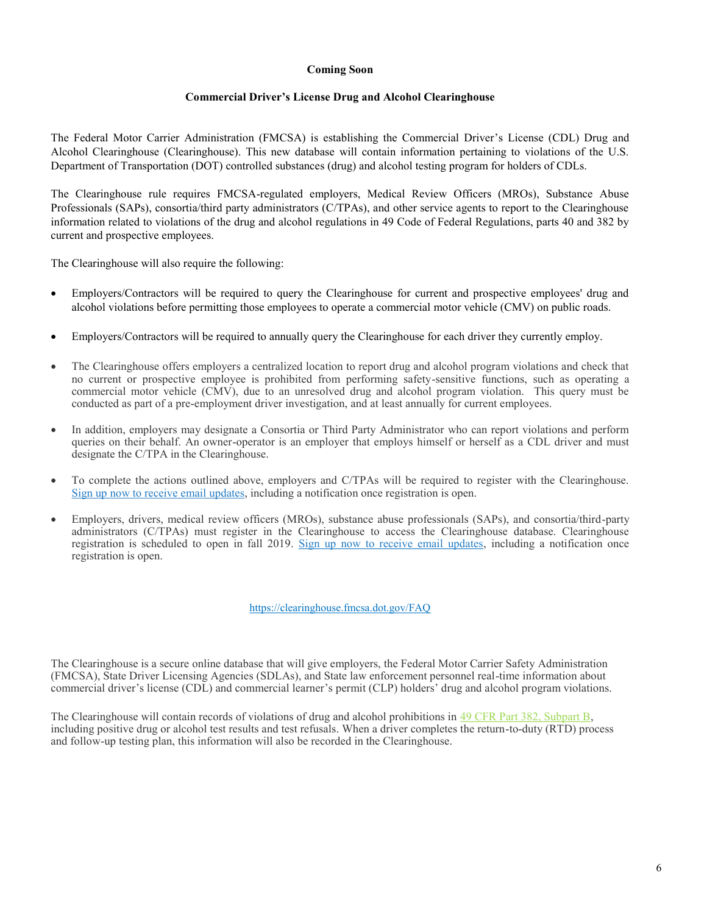**Coming Soon**

**Commercial Driver's License Drug and Alcohol Clearinghouse**

The Federal Motor Carrier Administration (FMCSA) is establishing the Commercial Driver's License (CDL) Drug and Alcohol Clearinghouse (Clearinghouse). This new database will contain information pertaining to violations of the U.S. Department of Transportation (DOT) controlled substances (drug) and alcohol testing program for holders of CDLs.

The Clearinghouse rule requires FMCSA-regulated employers, Medical Review Officers (MROs), Substance Abuse Professionals (SAPs), consortia/third party administrators (C/TPAs), and other service agents to report to the Clearinghouse information related to violations of the drug and alcohol regulations in 49 Code of Federal Regulations, parts 40 and 382 by current and prospective employees.

The Clearinghouse will also require the following:

- Employers/Contractors will be required to query the Clearinghouse for current and prospective employees' drug and alcohol violations before permitting those employees to operate a commercial motor vehicle (CMV) on public roads.
- Employers/Contractors will be required to annually query the Clearinghouse for each driver they currently employ.
- The Clearinghouse offers employers a centralized location to report drug and alcohol program violations and check that no current or prospective employee is prohibited from performing safety-sensitive functions, such as operating a commercial motor vehicle (CMV), due to an unresolved drug and alcohol program violation. This query must be conducted as part of a pre-employment driver investigation, and at least annually for current employees.
- In addition, employers may designate a Consortia or Third Party Administrator who can report violations and perform queries on their behalf. An owner-operator is an employer that employs himself or herself as a CDL driver and must designate the C/TPA in the Clearinghouse.
- To complete the actions outlined above, employers and C/TPAs will be required to register with the Clearinghouse. Sign up now to receive email updates, including a notification once registration is open.
- Employers, drivers, medical review officers (MROs), substance abuse professionals (SAPs), and consortia/third-party administrators (C/TPAs) must register in the Clearinghouse to access the Clearinghouse database. Clearinghouse registration is scheduled to open in fall 2019. Sign up now to receive email updates, including a notification once registration is open.

https://clearinghouse.fmcsa.dot.gov/FAQ

The Clearinghouse is a secure online database that will give employers, the Federal Motor Carrier Safety Administration (FMCSA), State Driver Licensing Agencies (SDLAs), and State law enforcement personnel real-time information about commercial driver's license (CDL) and commercial learner's permit (CLP) holders' drug and alcohol program violations.

The Clearinghouse will contain records of violations of drug and alcohol prohibitions in 49 CFR Part 382, Subpart B, including positive drug or alcohol test results and test refusals. When a driver completes the return-to-duty (RTD) process and follow-up testing plan, this information will also be recorded in the Clearinghouse.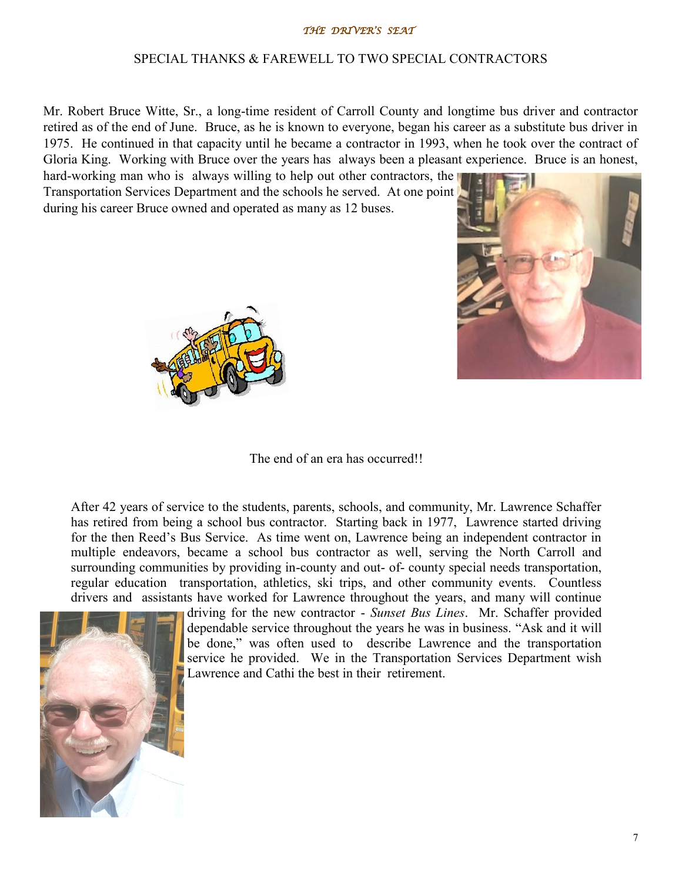## SPECIAL THANKS & FAREWELL TO TWO SPECIAL CONTRACTORS

Mr. Robert Bruce Witte, Sr., a long-time resident of Carroll County and longtime bus driver and contractor retired as of the end of June. Bruce, as he is known to everyone, began his career as a substitute bus driver in 1975. He continued in that capacity until he became a contractor in 1993, when he took over the contract of Gloria King. Working with Bruce over the years has always been a pleasant experience. Bruce is an honest, hard-working man who is always willing to help out other contractors, the Transportation Services Department and the schools he served. At one point during his career Bruce owned and operated as many as 12 buses.

The end of an era has occurred!!

After 42 years of service to the students, parents, schools, and community, Mr. Lawrence Schaffer has retired from being a school bus contractor. Starting back in 1977, Lawrence started driving for the then Reed's Bus Service. As time went on, Lawrence being an independent contractor in multiple endeavors, became a school bus contractor as well, serving the North Carroll and surrounding communities by providing in-county and out- of- county special needs transportation, regular education transportation, athletics, ski trips, and other community events. Countless drivers and assistants have worked for Lawrence throughout the years, and many will continue driving for the new contractor - *Sunset Bus Lines*. Mr. Schaffer provided dependable service throughout the years he was in business. "Ask and it will be done," was often used to describe Lawrence and the transportation service he provided. We in the Transportation Services Department wish Lawrence and Cathi the best in their retirement.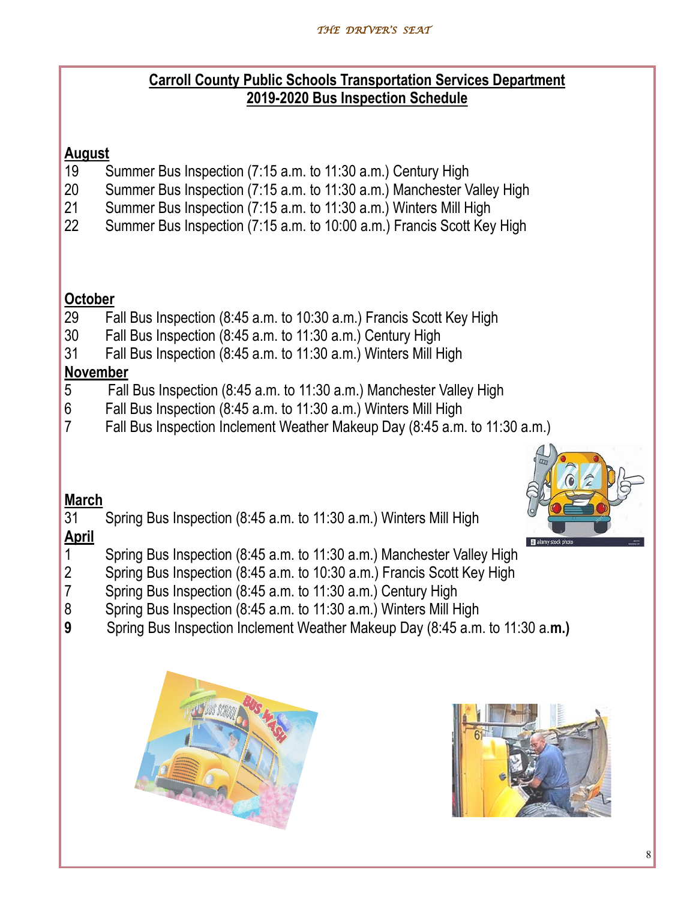## Carroll County Public Schools Transportation Services Department
## 2019-2020 Bus Inspection Schedule

**August**

19 Summer Bus Inspection (7:15 a.m. to 11:30 a.m.) Century High
20 Summer Bus Inspection (7:15 a.m. to 11:30 a.m.) Manchester Valley High
21 Summer Bus Inspection (7:15 a.m. to 11:30 a.m.) Winters Mill High
22 Summer Bus Inspection (7:15 a.m. to 10:00 a.m.) Francis Scott Key High

**October**

29 Fall Bus Inspection (8:45 a.m. to 10:30 a.m.) Francis Scott Key High
30 Fall Bus Inspection (8:45 a.m. to 11:30 a.m.) Century High
31 Fall Bus Inspection (8:45 a.m. to 11:30 a.m.) Winters Mill High

**November**

5 Fall Bus Inspection (8:45 a.m. to 11:30 a.m.) Manchester Valley High
6 Fall Bus Inspection (8:45 a.m. to 11:30 a.m.) Winters Mill High
7 Fall Bus Inspection Inclement Weather Makeup Day (8:45 a.m. to 11:30 a.m.)

**March**

31 Spring Bus Inspection (8:45 a.m. to 11:30 a.m.) Winters Mill High

**April**

1 Spring Bus Inspection (8:45 a.m. to 11:30 a.m.) Manchester Valley High
2 Spring Bus Inspection (8:45 a.m. to 10:30 a.m.) Francis Scott Key High
7 Spring Bus Inspection (8:45 a.m. to 11:30 a.m.) Century High
8 Spring Bus Inspection (8:45 a.m. to 11:30 a.m.) Winters Mill High
**9** Spring Bus Inspection Inclement Weather Makeup Day (8:45 a.m. to 11:30 a.**m.)**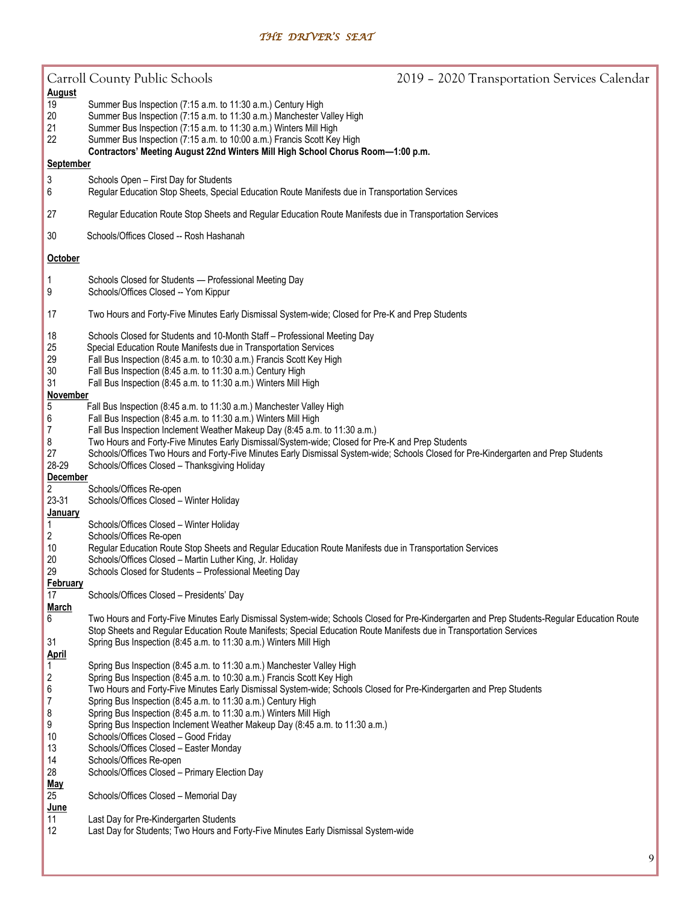Carroll County Public Schools — 2019 – 2020 Transportation Services Calendar

**August**

| | |
|---|---|
| 19 | Summer Bus Inspection (7:15 a.m. to 11:30 a.m.) Century High |
| 20 | Summer Bus Inspection (7:15 a.m. to 11:30 a.m.) Manchester Valley High |
| 21 | Summer Bus Inspection (7:15 a.m. to 11:30 a.m.) Winters Mill High |
| 22 | Summer Bus Inspection (7:15 a.m. to 10:00 a.m.) Francis Scott Key High |
| | **Contractors' Meeting August 22nd Winters Mill High School Chorus Room—1:00 p.m.** |

**September**

| | |
|---|---|
| 3 | Schools Open – First Day for Students |
| 6 | Regular Education Stop Sheets, Special Education Route Manifests due in Transportation Services |
| 27 | Regular Education Route Stop Sheets and Regular Education Route Manifests due in Transportation Services |
| 30 | Schools/Offices Closed -- Rosh Hashanah |

**October**

| | |
|---|---|
| 1 | Schools Closed for Students — Professional Meeting Day |
| 9 | Schools/Offices Closed -- Yom Kippur |
| 17 | Two Hours and Forty-Five Minutes Early Dismissal System-wide; Closed for Pre-K and Prep Students |
| 18 | Schools Closed for Students and 10-Month Staff – Professional Meeting Day |
| 25 | Special Education Route Manifests due in Transportation Services |
| 29 | Fall Bus Inspection (8:45 a.m. to 10:30 a.m.) Francis Scott Key High |
| 30 | Fall Bus Inspection (8:45 a.m. to 11:30 a.m.) Century High |
| 31 | Fall Bus Inspection (8:45 a.m. to 11:30 a.m.) Winters Mill High |

**November**

| | |
|---|---|
| 5 | Fall Bus Inspection (8:45 a.m. to 11:30 a.m.) Manchester Valley High |
| 6 | Fall Bus Inspection (8:45 a.m. to 11:30 a.m.) Winters Mill High |
| 7 | Fall Bus Inspection Inclement Weather Makeup Day (8:45 a.m. to 11:30 a.m.) |
| 8 | Two Hours and Forty-Five Minutes Early Dismissal/System-wide; Closed for Pre-K and Prep Students |
| 27 | Schools/Offices Two Hours and Forty-Five Minutes Early Dismissal System-wide; Schools Closed for Pre-Kindergarten and Prep Students |
| 28-29 | Schools/Offices Closed – Thanksgiving Holiday |

**December**

| | |
|---|---|
| 2 | Schools/Offices Re-open |
| 23-31 | Schools/Offices Closed – Winter Holiday |

**January**

| | |
|---|---|
| 1 | Schools/Offices Closed – Winter Holiday |
| 2 | Schools/Offices Re-open |
| 10 | Regular Education Route Stop Sheets and Regular Education Route Manifests due in Transportation Services |
| 20 | Schools/Offices Closed – Martin Luther King, Jr. Holiday |
| 29 | Schools Closed for Students – Professional Meeting Day |

**February**

| | |
|---|---|
| 17 | Schools/Offices Closed – Presidents' Day |

**March**

| | |
|---|---|
| 6 | Two Hours and Forty-Five Minutes Early Dismissal System-wide; Schools Closed for Pre-Kindergarten and Prep Students-Regular Education Route Stop Sheets and Regular Education Route Manifests; Special Education Route Manifests due in Transportation Services |
| 31 | Spring Bus Inspection (8:45 a.m. to 11:30 a.m.) Winters Mill High |

**April**

| | |
|---|---|
| 1 | Spring Bus Inspection (8:45 a.m. to 11:30 a.m.) Manchester Valley High |
| 2 | Spring Bus Inspection (8:45 a.m. to 10:30 a.m.) Francis Scott Key High |
| 6 | Two Hours and Forty-Five Minutes Early Dismissal System-wide; Schools Closed for Pre-Kindergarten and Prep Students |
| 7 | Spring Bus Inspection (8:45 a.m. to 11:30 a.m.) Century High |
| 8 | Spring Bus Inspection (8:45 a.m. to 11:30 a.m.) Winters Mill High |
| 9 | Spring Bus Inspection Inclement Weather Makeup Day (8:45 a.m. to 11:30 a.m.) |
| 10 | Schools/Offices Closed – Good Friday |
| 13 | Schools/Offices Closed – Easter Monday |
| 14 | Schools/Offices Re-open |
| 28 | Schools/Offices Closed – Primary Election Day |

**May**

| | |
|---|---|
| 25 | Schools/Offices Closed – Memorial Day |

**June**

| | |
|---|---|
| 11 | Last Day for Pre-Kindergarten Students |
| 12 | Last Day for Students; Two Hours and Forty-Five Minutes Early Dismissal System-wide |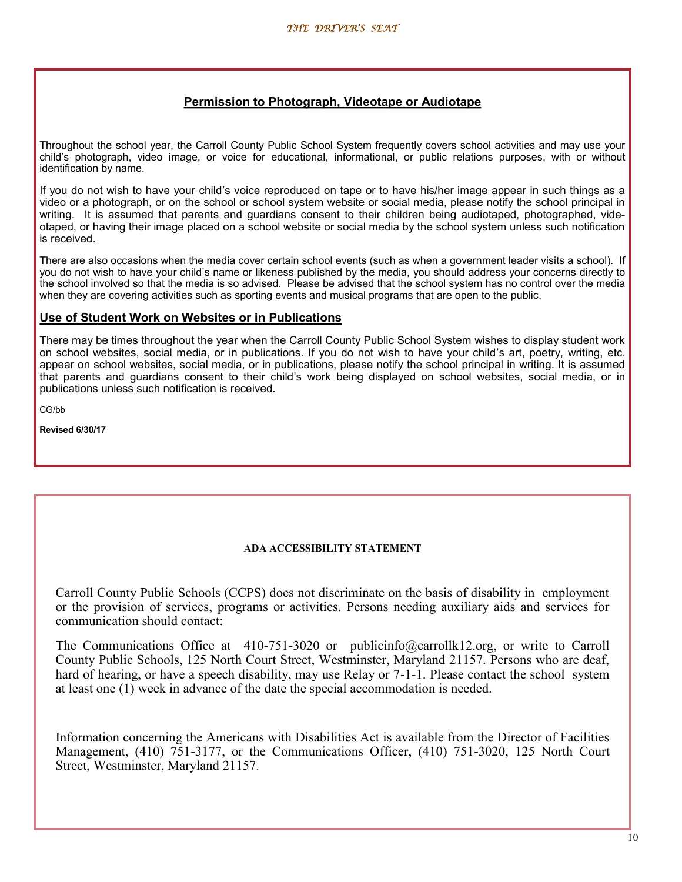## Permission to Photograph, Videotape or Audiotape

Throughout the school year, the Carroll County Public School System frequently covers school activities and may use your child's photograph, video image, or voice for educational, informational, or public relations purposes, with or without identification by name.

If you do not wish to have your child's voice reproduced on tape or to have his/her image appear in such things as a video or a photograph, or on the school or school system website or social media, please notify the school principal in writing. It is assumed that parents and guardians consent to their children being audiotaped, photographed, videotaped, or having their image placed on a school website or social media by the school system unless such notification is received.

There are also occasions when the media cover certain school events (such as when a government leader visits a school). If you do not wish to have your child's name or likeness published by the media, you should address your concerns directly to the school involved so that the media is so advised. Please be advised that the school system has no control over the media when they are covering activities such as sporting events and musical programs that are open to the public.

## Use of Student Work on Websites or in Publications

There may be times throughout the year when the Carroll County Public School System wishes to display student work on school websites, social media, or in publications. If you do not wish to have your child's art, poetry, writing, etc. appear on school websites, social media, or in publications, please notify the school principal in writing. It is assumed that parents and guardians consent to their child's work being displayed on school websites, social media, or in publications unless such notification is received.

CG/bb

**Revised 6/30/17**

### ADA ACCESSIBILITY STATEMENT

Carroll County Public Schools (CCPS) does not discriminate on the basis of disability in employment or the provision of services, programs or activities. Persons needing auxiliary aids and services for communication should contact:

The Communications Office at 410-751-3020 or publicinfo@carrollk12.org, or write to Carroll County Public Schools, 125 North Court Street, Westminster, Maryland 21157. Persons who are deaf, hard of hearing, or have a speech disability, may use Relay or 7-1-1. Please contact the school system at least one (1) week in advance of the date the special accommodation is needed.

Information concerning the Americans with Disabilities Act is available from the Director of Facilities Management, (410) 751-3177, or the Communications Officer, (410) 751-3020, 125 North Court Street, Westminster, Maryland 21157.